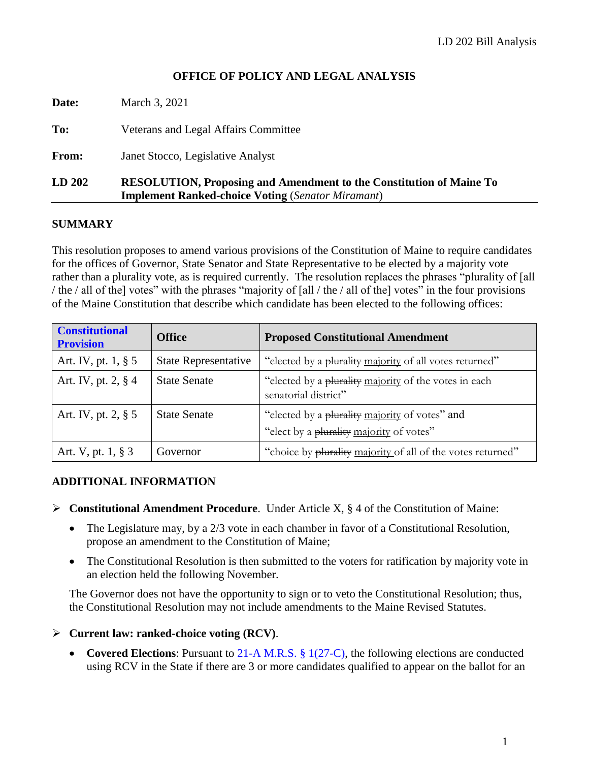# OFFICE OF POLICY AND LEGAL ANALYSIS

**Date:** March 3, 2021

**To:** Veterans and Legal Affairs Committee

**From:** Janet Stocco, Legislative Analyst

**LD 202** **RESOLUTION, Proposing and Amendment to the Constitution of Maine To Implement Ranked-choice Voting** (*Senator Miramant*)

## SUMMARY

This resolution proposes to amend various provisions of the Constitution of Maine to require candidates for the offices of Governor, State Senator and State Representative to be elected by a majority vote rather than a plurality vote, as is required currently. The resolution replaces the phrases "plurality of [all / the / all of the] votes" with the phrases "majority of [all / the / all of the] votes" in the four provisions of the Maine Constitution that describe which candidate has been elected to the following offices:

| Constitutional Provision | Office | Proposed Constitutional Amendment |
|---|---|---|
| Art. IV, pt. 1, § 5 | State Representative | "elected by a ~~plurality~~ <u>majority</u> of all votes returned" |
| Art. IV, pt. 2, § 4 | State Senate | "elected by a ~~plurality~~ <u>majority</u> of the votes in each senatorial district" |
| Art. IV, pt. 2, § 5 | State Senate | "elected by a ~~plurality~~ <u>majority</u> of votes" and "elect by a ~~plurality~~ <u>majority</u> of votes" |
| Art. V, pt. 1, § 3 | Governor | "choice by ~~plurality~~ <u>majority</u> of all of the votes returned" |

## ADDITIONAL INFORMATION

- **Constitutional Amendment Procedure**. Under Article X, § 4 of the Constitution of Maine:
  - The Legislature may, by a 2/3 vote in each chamber in favor of a Constitutional Resolution, propose an amendment to the Constitution of Maine;
  - The Constitutional Resolution is then submitted to the voters for ratification by majority vote in an election held the following November.

  The Governor does not have the opportunity to sign or to veto the Constitutional Resolution; thus, the Constitutional Resolution may not include amendments to the Maine Revised Statutes.

- **Current law: ranked-choice voting (RCV)**.
  - **Covered Elections**: Pursuant to 21-A M.R.S. § 1(27-C), the following elections are conducted using RCV in the State if there are 3 or more candidates qualified to appear on the ballot for an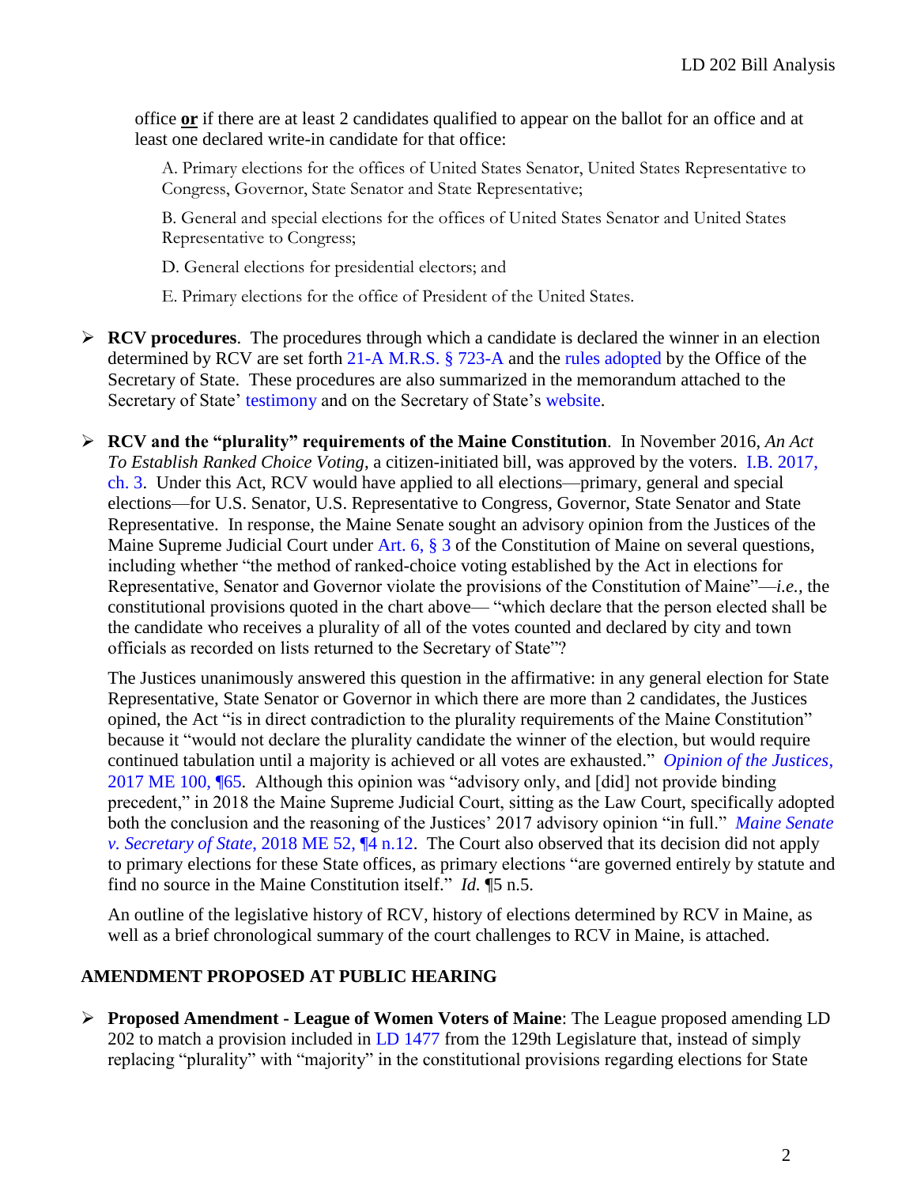office **or** if there are at least 2 candidates qualified to appear on the ballot for an office and at least one declared write-in candidate for that office:

A. Primary elections for the offices of United States Senator, United States Representative to Congress, Governor, State Senator and State Representative;

B. General and special elections for the offices of United States Senator and United States Representative to Congress;

D. General elections for presidential electors; and

E. Primary elections for the office of President of the United States.

- **RCV procedures**. The procedures through which a candidate is declared the winner in an election determined by RCV are set forth 21-A M.R.S. § 723-A and the rules adopted by the Office of the Secretary of State. These procedures are also summarized in the memorandum attached to the Secretary of State' testimony and on the Secretary of State's website.

- **RCV and the "plurality" requirements of the Maine Constitution**. In November 2016, *An Act To Establish Ranked Choice Voting*, a citizen-initiated bill, was approved by the voters. I.B. 2017, ch. 3. Under this Act, RCV would have applied to all elections—primary, general and special elections—for U.S. Senator, U.S. Representative to Congress, Governor, State Senator and State Representative. In response, the Maine Senate sought an advisory opinion from the Justices of the Maine Supreme Judicial Court under Art. 6, § 3 of the Constitution of Maine on several questions, including whether "the method of ranked-choice voting established by the Act in elections for Representative, Senator and Governor violate the provisions of the Constitution of Maine"—*i.e.,* the constitutional provisions quoted in the chart above— "which declare that the person elected shall be the candidate who receives a plurality of all of the votes counted and declared by city and town officials as recorded on lists returned to the Secretary of State"?

  The Justices unanimously answered this question in the affirmative: in any general election for State Representative, State Senator or Governor in which there are more than 2 candidates, the Justices opined, the Act "is in direct contradiction to the plurality requirements of the Maine Constitution" because it "would not declare the plurality candidate the winner of the election, but would require continued tabulation until a majority is achieved or all votes are exhausted." *Opinion of the Justices*, 2017 ME 100, ¶65. Although this opinion was "advisory only, and [did] not provide binding precedent," in 2018 the Maine Supreme Judicial Court, sitting as the Law Court, specifically adopted both the conclusion and the reasoning of the Justices' 2017 advisory opinion "in full." *Maine Senate v. Secretary of State*, 2018 ME 52, ¶4 n.12. The Court also observed that its decision did not apply to primary elections for these State offices, as primary elections "are governed entirely by statute and find no source in the Maine Constitution itself." *Id.* ¶5 n.5.

  An outline of the legislative history of RCV, history of elections determined by RCV in Maine, as well as a brief chronological summary of the court challenges to RCV in Maine, is attached.

## AMENDMENT PROPOSED AT PUBLIC HEARING

- **Proposed Amendment - League of Women Voters of Maine**: The League proposed amending LD 202 to match a provision included in LD 1477 from the 129th Legislature that, instead of simply replacing "plurality" with "majority" in the constitutional provisions regarding elections for State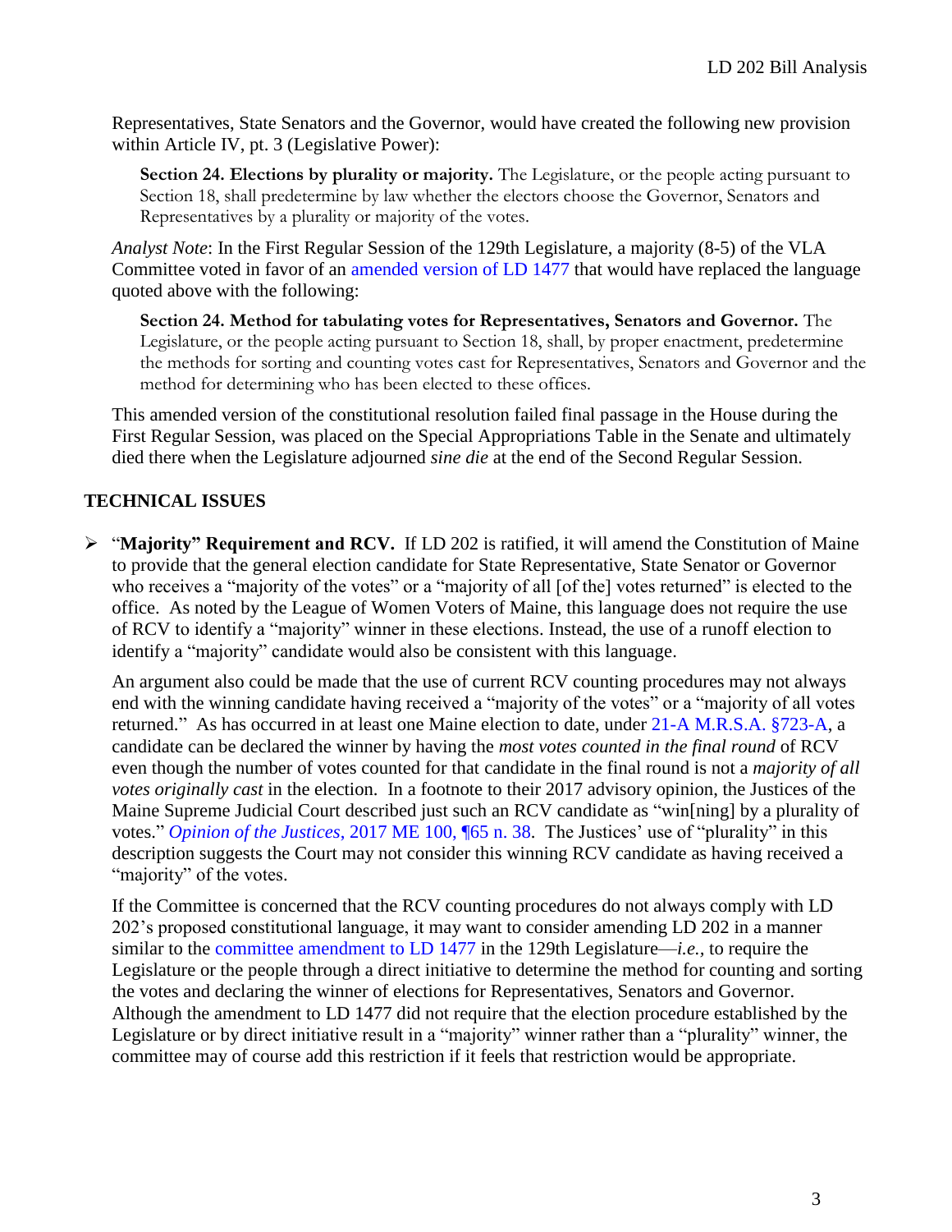Representatives, State Senators and the Governor, would have created the following new provision within Article IV, pt. 3 (Legislative Power):

> **Section 24. Elections by plurality or majority.** The Legislature, or the people acting pursuant to Section 18, shall predetermine by law whether the electors choose the Governor, Senators and Representatives by a plurality or majority of the votes.

*Analyst Note*: In the First Regular Session of the 129th Legislature, a majority (8-5) of the VLA Committee voted in favor of an amended version of LD 1477 that would have replaced the language quoted above with the following:

> **Section 24. Method for tabulating votes for Representatives, Senators and Governor.** The Legislature, or the people acting pursuant to Section 18, shall, by proper enactment, predetermine the methods for sorting and counting votes cast for Representatives, Senators and Governor and the method for determining who has been elected to these offices.

This amended version of the constitutional resolution failed final passage in the House during the First Regular Session, was placed on the Special Appropriations Table in the Senate and ultimately died there when the Legislature adjourned *sine die* at the end of the Second Regular Session.

## TECHNICAL ISSUES

- "**Majority" Requirement and RCV.** If LD 202 is ratified, it will amend the Constitution of Maine to provide that the general election candidate for State Representative, State Senator or Governor who receives a "majority of the votes" or a "majority of all [of the] votes returned" is elected to the office. As noted by the League of Women Voters of Maine, this language does not require the use of RCV to identify a "majority" winner in these elections. Instead, the use of a runoff election to identify a "majority" candidate would also be consistent with this language.

  An argument also could be made that the use of current RCV counting procedures may not always end with the winning candidate having received a "majority of the votes" or a "majority of all votes returned." As has occurred in at least one Maine election to date, under 21-A M.R.S.A. §723-A, a candidate can be declared the winner by having the *most votes counted in the final round* of RCV even though the number of votes counted for that candidate in the final round is not a *majority of all votes originally cast* in the election. In a footnote to their 2017 advisory opinion, the Justices of the Maine Supreme Judicial Court described just such an RCV candidate as "win[ning] by a plurality of votes." *Opinion of the Justices*, 2017 ME 100, ¶65 n. 38. The Justices' use of "plurality" in this description suggests the Court may not consider this winning RCV candidate as having received a "majority" of the votes.

  If the Committee is concerned that the RCV counting procedures do not always comply with LD 202's proposed constitutional language, it may want to consider amending LD 202 in a manner similar to the committee amendment to LD 1477 in the 129th Legislature—*i.e.,* to require the Legislature or the people through a direct initiative to determine the method for counting and sorting the votes and declaring the winner of elections for Representatives, Senators and Governor. Although the amendment to LD 1477 did not require that the election procedure established by the Legislature or by direct initiative result in a "majority" winner rather than a "plurality" winner, the committee may of course add this restriction if it feels that restriction would be appropriate.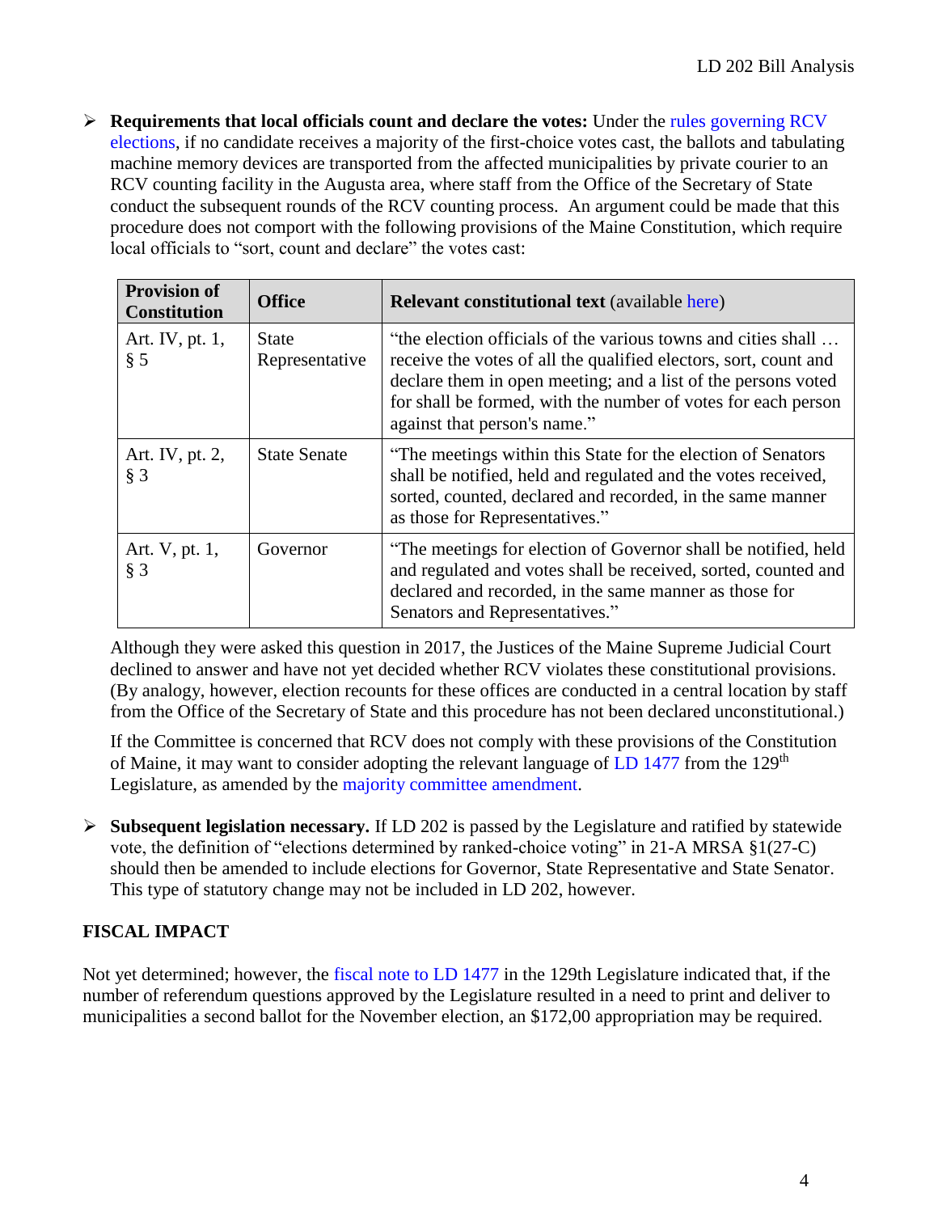- **Requirements that local officials count and declare the votes:** Under the rules governing RCV elections, if no candidate receives a majority of the first-choice votes cast, the ballots and tabulating machine memory devices are transported from the affected municipalities by private courier to an RCV counting facility in the Augusta area, where staff from the Office of the Secretary of State conduct the subsequent rounds of the RCV counting process. An argument could be made that this procedure does not comport with the following provisions of the Maine Constitution, which require local officials to "sort, count and declare" the votes cast:

| Provision of Constitution | Office | Relevant constitutional text (available here) |
|---|---|---|
| Art. IV, pt. 1, § 5 | State Representative | "the election officials of the various towns and cities shall … receive the votes of all the qualified electors, sort, count and declare them in open meeting; and a list of the persons voted for shall be formed, with the number of votes for each person against that person's name." |
| Art. IV, pt. 2, § 3 | State Senate | "The meetings within this State for the election of Senators shall be notified, held and regulated and the votes received, sorted, counted, declared and recorded, in the same manner as those for Representatives." |
| Art. V, pt. 1, § 3 | Governor | "The meetings for election of Governor shall be notified, held and regulated and votes shall be received, sorted, counted and declared and recorded, in the same manner as those for Senators and Representatives." |

  Although they were asked this question in 2017, the Justices of the Maine Supreme Judicial Court declined to answer and have not yet decided whether RCV violates these constitutional provisions. (By analogy, however, election recounts for these offices are conducted in a central location by staff from the Office of the Secretary of State and this procedure has not been declared unconstitutional.)

  If the Committee is concerned that RCV does not comply with these provisions of the Constitution of Maine, it may want to consider adopting the relevant language of LD 1477 from the 129th Legislature, as amended by the majority committee amendment.

- **Subsequent legislation necessary.** If LD 202 is passed by the Legislature and ratified by statewide vote, the definition of "elections determined by ranked-choice voting" in 21-A MRSA §1(27-C) should then be amended to include elections for Governor, State Representative and State Senator. This type of statutory change may not be included in LD 202, however.

## FISCAL IMPACT

Not yet determined; however, the fiscal note to LD 1477 in the 129th Legislature indicated that, if the number of referendum questions approved by the Legislature resulted in a need to print and deliver to municipalities a second ballot for the November election, an $172,00 appropriation may be required.